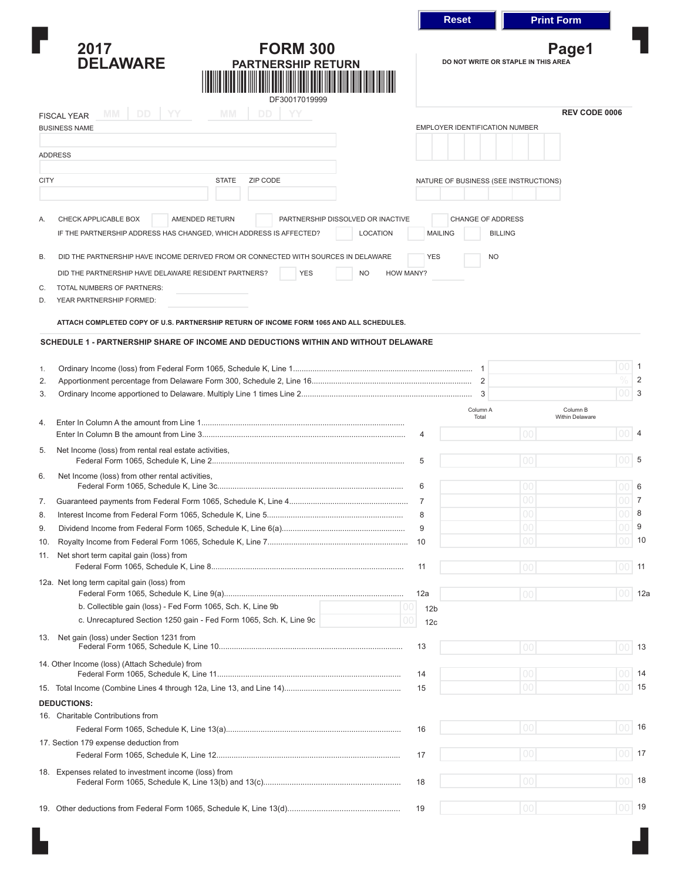# 2017 DELAWARE

## FORM 300
### PARTNERSHIP RETURN

DF30017019999

**Page1**

DO NOT WRITE OR STAPLE IN THIS AREA

REV CODE 0006

FISCAL YEAR MM DD YY MM DD YY

BUSINESS NAME

EMPLOYER IDENTIFICATION NUMBER

ADDRESS

CITY STATE ZIP CODE

NATURE OF BUSINESS (SEE INSTRUCTIONS)

A. CHECK APPLICABLE BOX ☐ AMENDED RETURN ☐ PARTNERSHIP DISSOLVED OR INACTIVE ☐ CHANGE OF ADDRESS

IF THE PARTNERSHIP ADDRESS HAS CHANGED, WHICH ADDRESS IS AFFECTED? ☐ LOCATION ☐ MAILING ☐ BILLING

B. DID THE PARTNERSHIP HAVE INCOME DERIVED FROM OR CONNECTED WITH SOURCES IN DELAWARE ☐ YES ☐ NO

DID THE PARTNERSHIP HAVE DELAWARE RESIDENT PARTNERS? ☐ YES ☐ NO HOW MANY?

C. TOTAL NUMBERS OF PARTNERS:

D. YEAR PARTNERSHIP FORMED:

**ATTACH COMPLETED COPY OF U.S. PARTNERSHIP RETURN OF INCOME FORM 1065 AND ALL SCHEDULES.**

### SCHEDULE 1 - PARTNERSHIP SHARE OF INCOME AND DEDUCTIONS WITHIN AND WITHOUT DELAWARE

| | | Line | Amount | |
|---|---|---|---|---|
| 1. | Ordinary Income (loss) from Federal Form 1065, Schedule K, Line 1 | 1 | 00 | 1 |
| 2. | Apportionment percentage from Delaware Form 300, Schedule 2, Line 16 | 2 | % | 2 |
| 3. | Ordinary Income apportioned to Delaware. Multiply Line 1 times Line 2 | 3 | 00 | 3 |

| | | Line | Column A Total | Column B Within Delaware | |
|---|---|---|---|---|---|
| 4. | Enter In Column A the amount from Line 1<br>Enter In Column B the amount from Line 3 | 4 | 00 | 00 | 4 |
| 5. | Net Income (loss) from rental real estate activities, Federal Form 1065, Schedule K, Line 2 | 5 | 00 | 00 | 5 |
| 6. | Net Income (loss) from other rental activities, Federal Form 1065, Schedule K, Line 3c | 6 | 00 | 00 | 6 |
| 7. | Guaranteed payments from Federal Form 1065, Schedule K, Line 4 | 7 | 00 | 00 | 7 |
| 8. | Interest Income from Federal Form 1065, Schedule K, Line 5 | 8 | 00 | 00 | 8 |
| 9. | Dividend Income from Federal Form 1065, Schedule K, Line 6(a) | 9 | 00 | 00 | 9 |
| 10. | Royalty Income from Federal Form 1065, Schedule K, Line 7 | 10 | 00 | 00 | 10 |
| 11. | Net short term capital gain (loss) from Federal Form 1065, Schedule K, Line 8 | 11 | 00 | 00 | 11 |
| 12a. | Net long term capital gain (loss) from Federal Form 1065, Schedule K, Line 9(a) | 12a | 00 | 00 | 12a |
| | b. Collectible gain (loss) - Fed Form 1065, Sch. K, Line 9b ___00 | 12b | | | |
| | c. Unrecaptured Section 1250 gain - Fed Form 1065, Sch. K, Line 9c ___00 | 12c | | | |
| 13. | Net gain (loss) under Section 1231 from Federal Form 1065, Schedule K, Line 10 | 13 | 00 | 00 | 13 |
| 14. | Other Income (loss) (Attach Schedule) from Federal Form 1065, Schedule K, Line 11 | 14 | 00 | 00 | 14 |
| 15. | Total Income (Combine Lines 4 through 12a, Line 13, and Line 14) | 15 | 00 | 00 | 15 |
| | **DEDUCTIONS:** | | | | |
| 16. | Charitable Contributions from Federal Form 1065, Schedule K, Line 13(a) | 16 | 00 | 00 | 16 |
| 17. | Section 179 expense deduction from Federal Form 1065, Schedule K, Line 12 | 17 | 00 | 00 | 17 |
| 18. | Expenses related to investment income (loss) from Federal Form 1065, Schedule K, Line 13(b) and 13(c) | 18 | 00 | 00 | 18 |
| 19. | Other deductions from Federal Form 1065, Schedule K, Line 13(d) | 19 | 00 | 00 | 19 |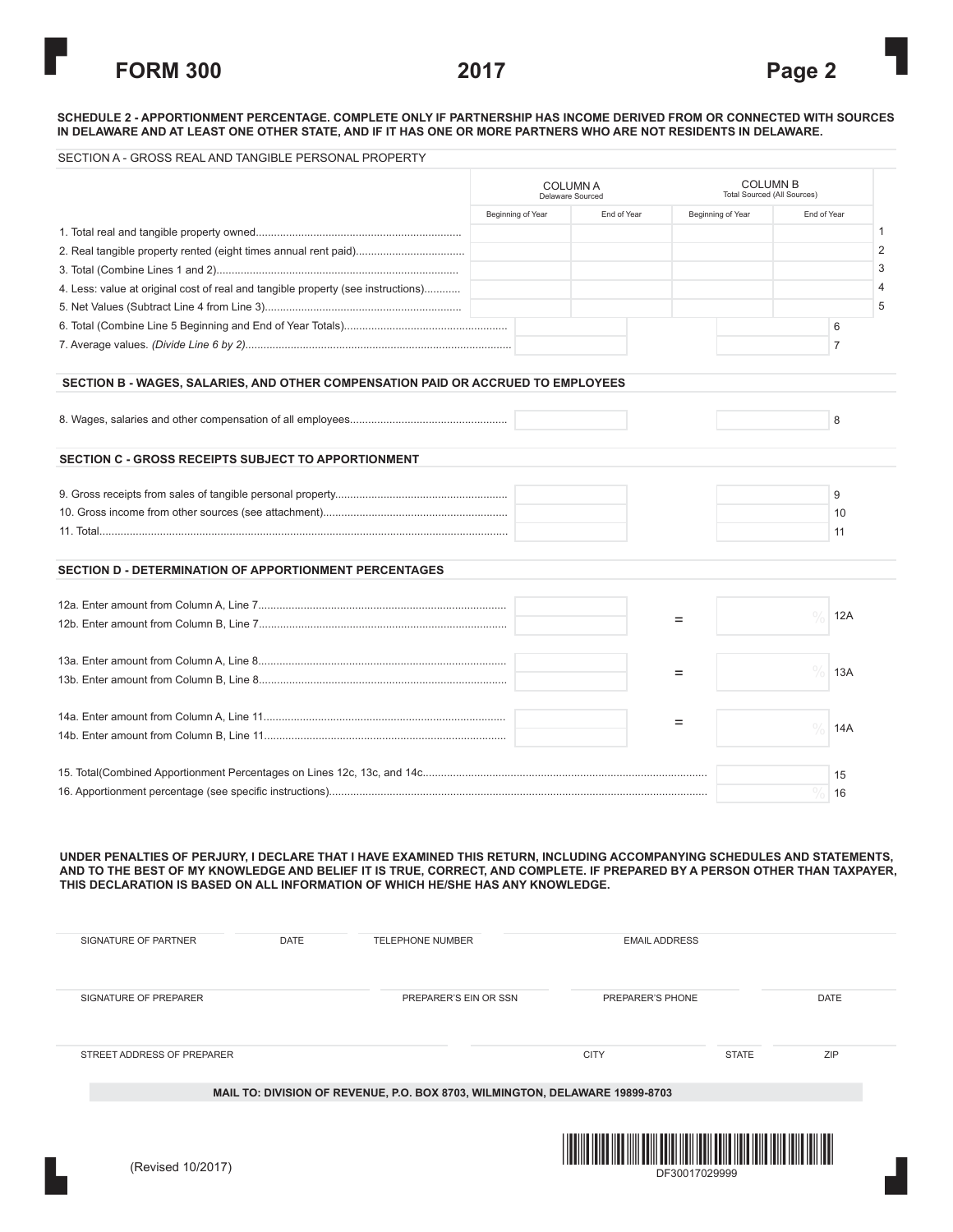**SCHEDULE 2 - APPORTIONMENT PERCENTAGE. COMPLETE ONLY IF PARTNERSHIP HAS INCOME DERIVED FROM OR CONNECTED WITH SOURCES IN DELAWARE AND AT LEAST ONE OTHER STATE, AND IF IT HAS ONE OR MORE PARTNERS WHO ARE NOT RESIDENTS IN DELAWARE.**

SECTION A - GROSS REAL AND TANGIBLE PERSONAL PROPERTY

| | COLUMN A Delaware Sourced | | COLUMN B Total Sourced (All Sources) | | |
|---|---|---|---|---|---|
| | Beginning of Year | End of Year | Beginning of Year | End of Year | |
| 1. Total real and tangible property owned | | | | | 1 |
| 2. Real tangible property rented (eight times annual rent paid) | | | | | 2 |
| 3. Total (Combine Lines 1 and 2) | | | | | 3 |
| 4. Less: value at original cost of real and tangible property (see instructions) | | | | | 4 |
| 5. Net Values (Subtract Line 4 from Line 3) | | | | | 5 |
| 6. Total (Combine Line 5 Beginning and End of Year Totals) | | | | | 6 |
| 7. Average values. *(Divide Line 6 by 2)* | | | | | 7 |

**SECTION B - WAGES, SALARIES, AND OTHER COMPENSATION PAID OR ACCRUED TO EMPLOYEES**

| | Column A | Column B | |
|---|---|---|---|
| 8. Wages, salaries and other compensation of all employees | | | 8 |

**SECTION C - GROSS RECEIPTS SUBJECT TO APPORTIONMENT**

| | Column A | Column B | |
|---|---|---|---|
| 9. Gross receipts from sales of tangible personal property | | | 9 |
| 10. Gross income from other sources (see attachment) | | | 10 |
| 11. Total | | | 11 |

**SECTION D - DETERMINATION OF APPORTIONMENT PERCENTAGES**

| | | | | |
|---|---|---|---|---|
| 12a. Enter amount from Column A, Line 7 | | = | % | 12A |
| 12b. Enter amount from Column B, Line 7 | | | | |
| 13a. Enter amount from Column A, Line 8 | | = | % | 13A |
| 13b. Enter amount from Column B, Line 8 | | | | |
| 14a. Enter amount from Column A, Line 11 | | = | % | 14A |
| 14b. Enter amount from Column B, Line 11 | | | | |
| 15. Total(Combined Apportionment Percentages on Lines 12c, 13c, and 14c | | | | 15 |
| 16. Apportionment percentage (see specific instructions) | | | % | 16 |

**UNDER PENALTIES OF PERJURY, I DECLARE THAT I HAVE EXAMINED THIS RETURN, INCLUDING ACCOMPANYING SCHEDULES AND STATEMENTS, AND TO THE BEST OF MY KNOWLEDGE AND BELIEF IT IS TRUE, CORRECT, AND COMPLETE. IF PREPARED BY A PERSON OTHER THAN TAXPAYER, THIS DECLARATION IS BASED ON ALL INFORMATION OF WHICH HE/SHE HAS ANY KNOWLEDGE.**

SIGNATURE OF PARTNER | DATE | TELEPHONE NUMBER | EMAIL ADDRESS

SIGNATURE OF PREPARER | PREPARER'S EIN OR SSN | PREPARER'S PHONE | DATE

STREET ADDRESS OF PREPARER | CITY | STATE | ZIP

**MAIL TO: DIVISION OF REVENUE, P.O. BOX 8703, WILMINGTON, DELAWARE 19899-8703**

(Revised 10/2017)

DF30017029999